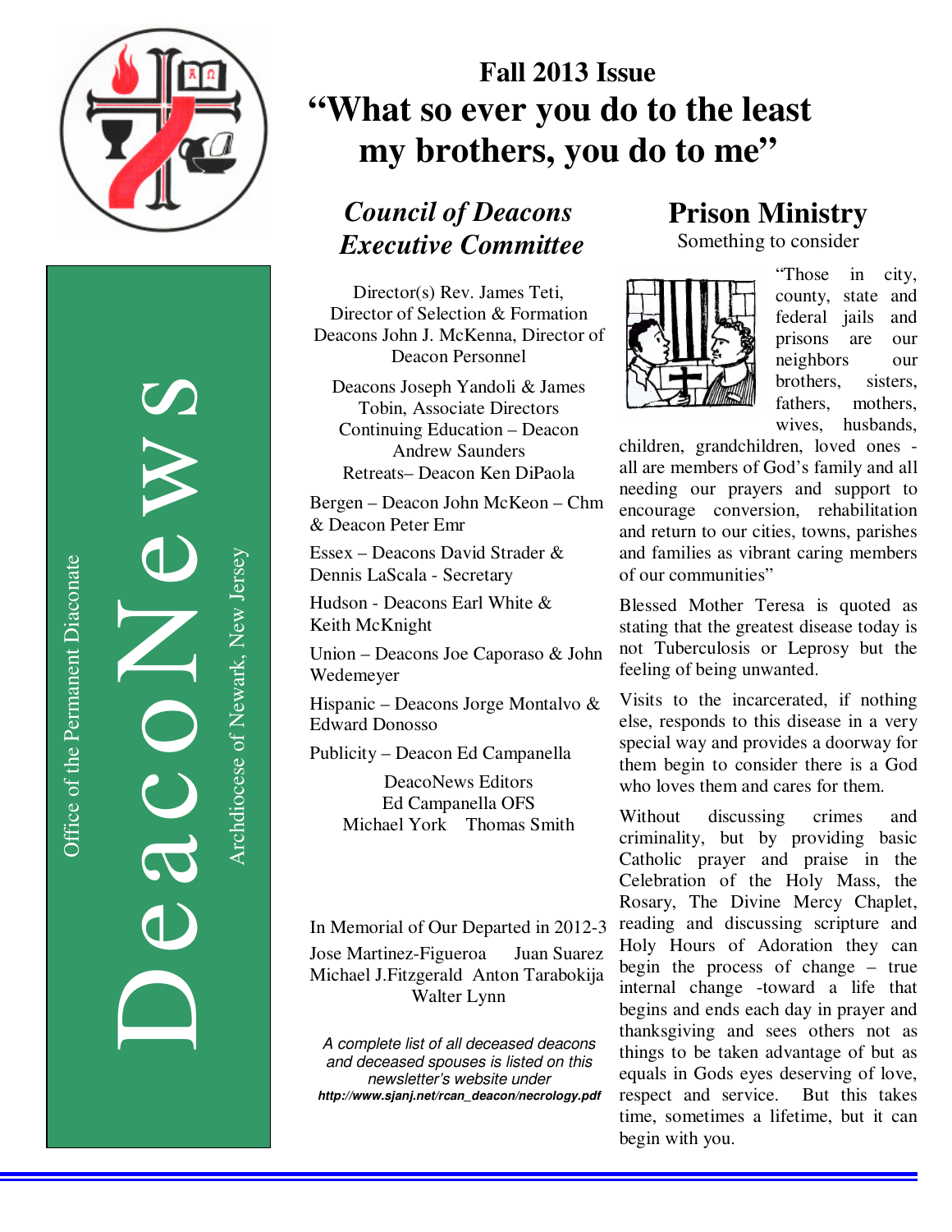DeacoNews

Office of the Permanent Diaconate

Archdiocese of Newark, New Jersey

# Fall 2013 Issue

# "What so ever you do to the least my brothers, you do to me"

## *Council of Deacons Executive Committee*

Director(s) Rev. James Teti, Director of Selection & Formation
Deacons John J. McKenna, Director of Deacon Personnel

Deacons Joseph Yandoli & James Tobin, Associate Directors
Continuing Education – Deacon Andrew Saunders
Retreats– Deacon Ken DiPaola

Bergen – Deacon John McKeon – Chm & Deacon Peter Emr

Essex – Deacons David Strader & Dennis LaScala - Secretary

Hudson - Deacons Earl White & Keith McKnight

Union – Deacons Joe Caporaso & John Wedemeyer

Hispanic – Deacons Jorge Montalvo & Edward Donosso

Publicity – Deacon Ed Campanella

DeacoNews Editors
Ed Campanella OFS
Michael York Thomas Smith

In Memorial of Our Departed in 2012-3

Jose Martinez-Figueroa Juan Suarez
Michael J.Fitzgerald Anton Tarabokija
Walter Lynn

*A complete list of all deceased deacons and deceased spouses is listed on this newsletter's website under* ***http://www.sjanj.net/rcan_deacon/necrology.pdf***

## Prison Ministry

Something to consider

"Those in city, county, state and federal jails and prisons are our neighbors our brothers, sisters, fathers, mothers, wives, husbands, children, grandchildren, loved ones - all are members of God's family and all needing our prayers and support to encourage conversion, rehabilitation and return to our cities, towns, parishes and families as vibrant caring members of our communities"

Blessed Mother Teresa is quoted as stating that the greatest disease today is not Tuberculosis or Leprosy but the feeling of being unwanted.

Visits to the incarcerated, if nothing else, responds to this disease in a very special way and provides a doorway for them begin to consider there is a God who loves them and cares for them.

Without discussing crimes and criminality, but by providing basic Catholic prayer and praise in the Celebration of the Holy Mass, the Rosary, The Divine Mercy Chaplet, reading and discussing scripture and Holy Hours of Adoration they can begin the process of change – true internal change -toward a life that begins and ends each day in prayer and thanksgiving and sees others not as things to be taken advantage of but as equals in Gods eyes deserving of love, respect and service. But this takes time, sometimes a lifetime, but it can begin with you.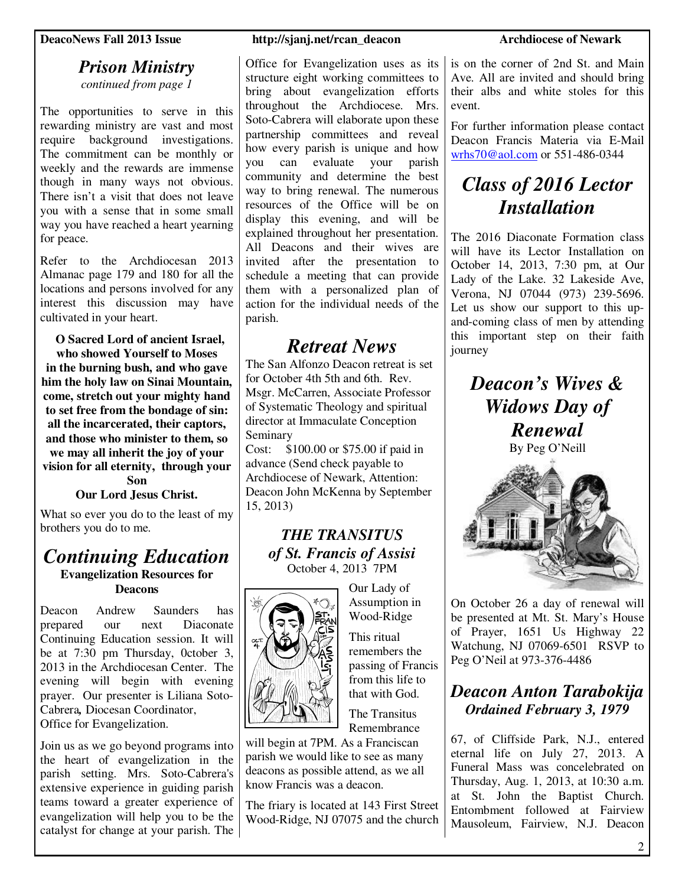## *Prison Ministry*

*continued from page 1*

The opportunities to serve in this rewarding ministry are vast and most require background investigations. The commitment can be monthly or weekly and the rewards are immense though in many ways not obvious. There isn't a visit that does not leave you with a sense that in some small way you have reached a heart yearning for peace.

Refer to the Archdiocesan 2013 Almanac page 179 and 180 for all the locations and persons involved for any interest this discussion may have cultivated in your heart.

**O Sacred Lord of ancient Israel, who showed Yourself to Moses in the burning bush, and who gave him the holy law on Sinai Mountain, come, stretch out your mighty hand to set free from the bondage of sin: all the incarcerated, their captors, and those who minister to them, so we may all inherit the joy of your vision for all eternity, through your Son Our Lord Jesus Christ.**

What so ever you do to the least of my brothers you do to me.

## *Continuing Education*

**Evangelization Resources for Deacons**

Deacon Andrew Saunders has prepared our next Diaconate Continuing Education session. It will be at 7:30 pm Thursday, 0ctober 3, 2013 in the Archdiocesan Center. The evening will begin with evening prayer. Our presenter is Liliana Soto-Cabrera*,* Diocesan Coordinator, Office for Evangelization.

Join us as we go beyond programs into the heart of evangelization in the parish setting. Mrs. Soto-Cabrera's extensive experience in guiding parish teams toward a greater experience of evangelization will help you to be the catalyst for change at your parish. The Office for Evangelization uses as its structure eight working committees to bring about evangelization efforts throughout the Archdiocese. Mrs. Soto-Cabrera will elaborate upon these partnership committees and reveal how every parish is unique and how you can evaluate your parish community and determine the best way to bring renewal. The numerous resources of the Office will be on display this evening, and will be explained throughout her presentation. All Deacons and their wives are invited after the presentation to schedule a meeting that can provide them with a personalized plan of action for the individual needs of the parish.

## *Retreat News*

The San Alfonzo Deacon retreat is set for October 4th 5th and 6th. Rev. Msgr. McCarren, Associate Professor of Systematic Theology and spiritual director at Immaculate Conception Seminary

Cost: $100.00 or $75.00 if paid in advance (Send check payable to Archdiocese of Newark, Attention: Deacon John McKenna by September 15, 2013)

### *THE TRANSITUS of St. Francis of Assisi*

October 4, 2013 7PM

Our Lady of Assumption in Wood-Ridge

This ritual remembers the passing of Francis from this life to that with God.

The Transitus Remembrance will begin at 7PM. As a Franciscan parish we would like to see as many deacons as possible attend, as we all know Francis was a deacon.

The friary is located at 143 First Street Wood-Ridge, NJ 07075 and the church is on the corner of 2nd St. and Main Ave. All are invited and should bring their albs and white stoles for this event.

For further information please contact Deacon Francis Materia via E-Mail wrhs70@aol.com or 551-486-0344

## *Class of 2016 Lector Installation*

The 2016 Diaconate Formation class will have its Lector Installation on October 14, 2013, 7:30 pm, at Our Lady of the Lake. 32 Lakeside Ave, Verona, NJ 07044 (973) 239-5696. Let us show our support to this up-and-coming class of men by attending this important step on their faith journey

## *Deacon's Wives & Widows Day of Renewal*

By Peg O'Neill

On October 26 a day of renewal will be presented at Mt. St. Mary's House of Prayer, 1651 Us Highway 22 Watchung, NJ 07069-6501 RSVP to Peg O'Neil at 973-376-4486

## *Deacon Anton Tarabokija*

***Ordained February 3, 1979***

67, of Cliffside Park, N.J., entered eternal life on July 27, 2013. A Funeral Mass was concelebrated on Thursday, Aug. 1, 2013, at 10:30 a.m. at St. John the Baptist Church. Entombment followed at Fairview Mausoleum, Fairview, N.J. Deacon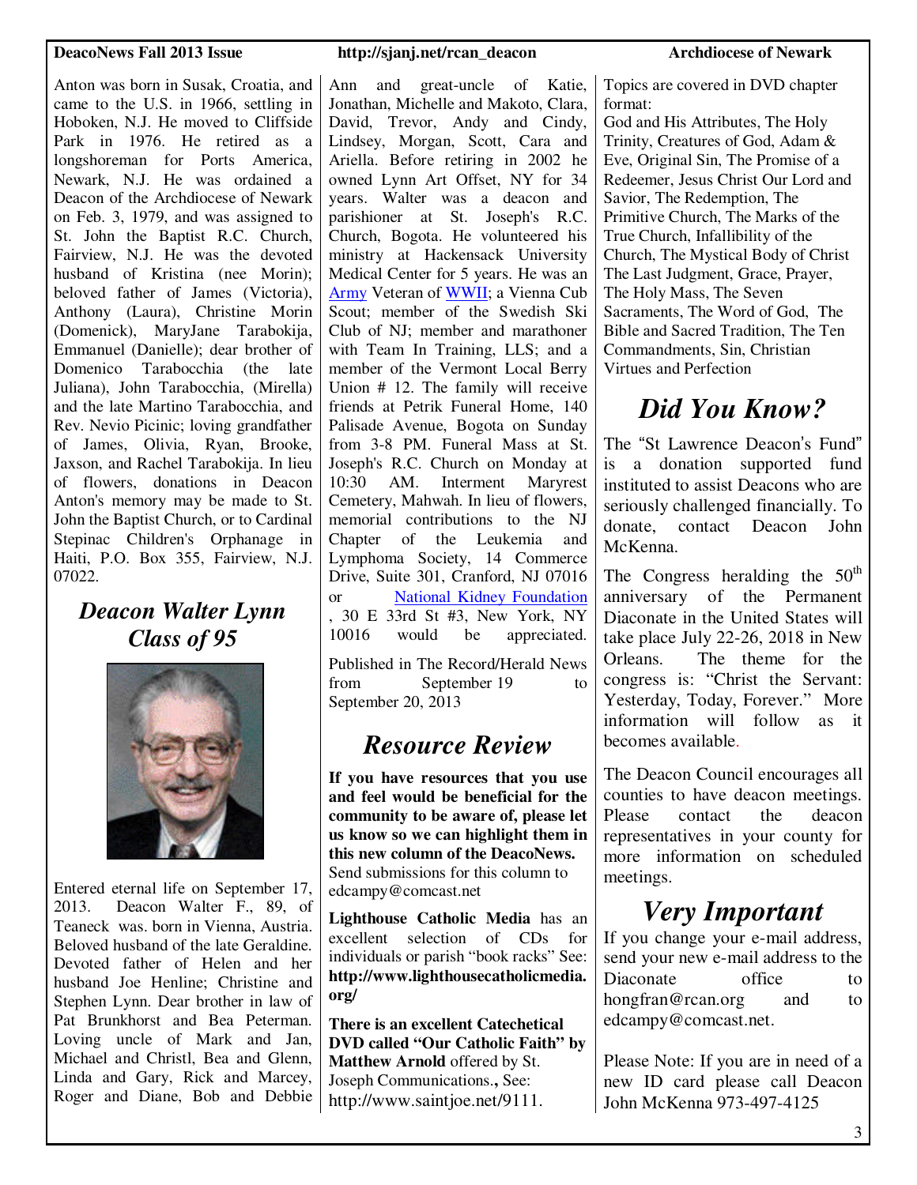Anton was born in Susak, Croatia, and came to the U.S. in 1966, settling in Hoboken, N.J. He moved to Cliffside Park in 1976. He retired as a longshoreman for Ports America, Newark, N.J. He was ordained a Deacon of the Archdiocese of Newark on Feb. 3, 1979, and was assigned to St. John the Baptist R.C. Church, Fairview, N.J. He was the devoted husband of Kristina (nee Morin); beloved father of James (Victoria), Anthony (Laura), Christine Morin (Domenick), MaryJane Tarabokija, Emmanuel (Danielle); dear brother of Domenico Tarabocchia (the late Juliana), John Tarabocchia, (Mirella) and the late Martino Tarabocchia, and Rev. Nevio Picinic; loving grandfather of James, Olivia, Ryan, Brooke, Jaxson, and Rachel Tarabokija. In lieu of flowers, donations in Deacon Anton's memory may be made to St. John the Baptist Church, or to Cardinal Stepinac Children's Orphanage in Haiti, P.O. Box 355, Fairview, N.J. 07022.

## *Deacon Walter Lynn Class of 95*

Entered eternal life on September 17, 2013. Deacon Walter F., 89, of Teaneck was. born in Vienna, Austria. Beloved husband of the late Geraldine. Devoted father of Helen and her husband Joe Henline; Christine and Stephen Lynn. Dear brother in law of Pat Brunkhorst and Bea Peterman. Loving uncle of Mark and Jan, Michael and Christl, Bea and Glenn, Linda and Gary, Rick and Marcey, Roger and Diane, Bob and Debbie Ann and great-uncle of Katie, Jonathan, Michelle and Makoto, Clara, David, Trevor, Andy and Cindy, Lindsey, Morgan, Scott, Cara and Ariella. Before retiring in 2002 he owned Lynn Art Offset, NY for 34 years. Walter was a deacon and parishioner at St. Joseph's R.C. Church, Bogota. He volunteered his ministry at Hackensack University Medical Center for 5 years. He was an Army Veteran of WWII; a Vienna Cub Scout; member of the Swedish Ski Club of NJ; member and marathoner with Team In Training, LLS; and a member of the Vermont Local Berry Union # 12. The family will receive friends at Petrik Funeral Home, 140 Palisade Avenue, Bogota on Sunday from 3-8 PM. Funeral Mass at St. Joseph's R.C. Church on Monday at 10:30 AM. Interment Maryrest Cemetery, Mahwah. In lieu of flowers, memorial contributions to the NJ Chapter of the Leukemia and Lymphoma Society, 14 Commerce Drive, Suite 301, Cranford, NJ 07016 or National Kidney Foundation , 30 E 33rd St #3, New York, NY 10016 would be appreciated.

Published in The Record/Herald News from September 19 to September 20, 2013

## *Resource Review*

**If you have resources that you use and feel would be beneficial for the community to be aware of, please let us know so we can highlight them in this new column of the DeacoNews.** Send submissions for this column to edcampy@comcast.net

**Lighthouse Catholic Media** has an excellent selection of CDs for individuals or parish "book racks" See: **http://www.lighthousecatholicmedia.org/**

**There is an excellent Catechetical DVD called "Our Catholic Faith" by Matthew Arnold** offered by St. Joseph Communications**.**, See: http://www.saintjoe.net/9111.

Topics are covered in DVD chapter format:
God and His Attributes, The Holy Trinity, Creatures of God, Adam & Eve, Original Sin, The Promise of a Redeemer, Jesus Christ Our Lord and Savior, The Redemption, The Primitive Church, The Marks of the True Church, Infallibility of the Church, The Mystical Body of Christ The Last Judgment, Grace, Prayer, The Holy Mass, The Seven Sacraments, The Word of God, The Bible and Sacred Tradition, The Ten Commandments, Sin, Christian Virtues and Perfection

## *Did You Know?*

The "St Lawrence Deacon's Fund" is a donation supported fund instituted to assist Deacons who are seriously challenged financially. To donate, contact Deacon John McKenna.

The Congress heralding the 50th anniversary of the Permanent Diaconate in the United States will take place July 22-26, 2018 in New Orleans. The theme for the congress is: "Christ the Servant: Yesterday, Today, Forever." More information will follow as it becomes available.

The Deacon Council encourages all counties to have deacon meetings. Please contact the deacon representatives in your county for more information on scheduled meetings.

## *Very Important*

If you change your e-mail address, send your new e-mail address to the Diaconate office to hongfran@rcan.org and to edcampy@comcast.net.

Please Note: If you are in need of a new ID card please call Deacon John McKenna 973-497-4125